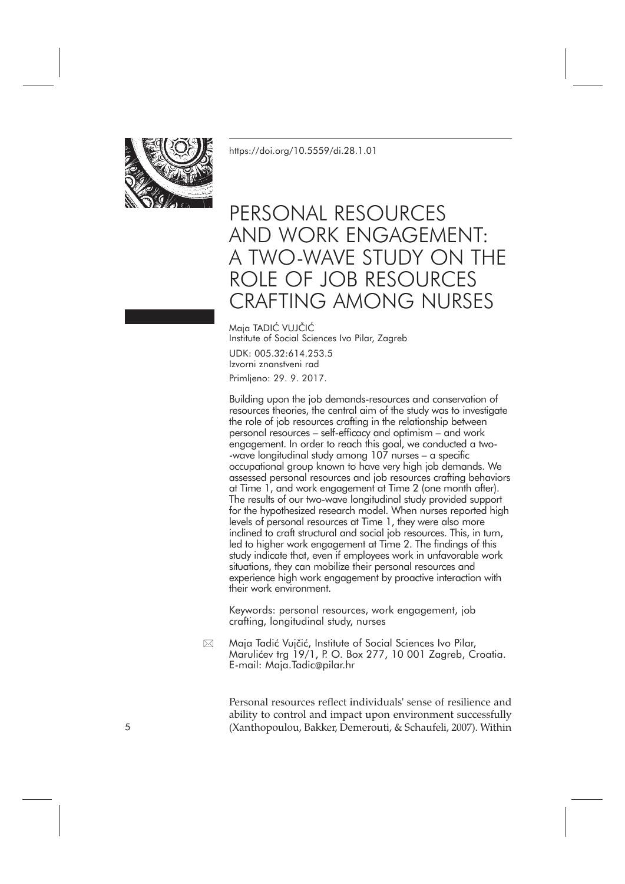https://doi.org/10.5559/di.28.1.01

# PERSONAL RESOURCES AND WORK ENGAGEMENT: A TWO-WAVE STUDY ON THE ROLE OF JOB RESOURCES CRAFTING AMONG NURSES

Maja TADIĆ VUJČIĆ
Institute of Social Sciences Ivo Pilar, Zagreb

UDK: 005.32:614.253.5
Izvorni znanstveni rad
Primljeno: 29. 9. 2017.

Building upon the job demands-resources and conservation of resources theories, the central aim of the study was to investigate the role of job resources crafting in the relationship between personal resources – self-efficacy and optimism – and work engagement. In order to reach this goal, we conducted a two-wave longitudinal study among 107 nurses – a specific occupational group known to have very high job demands. We assessed personal resources and job resources crafting behaviors at Time 1, and work engagement at Time 2 (one month after). The results of our two-wave longitudinal study provided support for the hypothesized research model. When nurses reported high levels of personal resources at Time 1, they were also more inclined to craft structural and social job resources. This, in turn, led to higher work engagement at Time 2. The findings of this study indicate that, even if employees work in unfavorable work situations, they can mobilize their personal resources and experience high work engagement by proactive interaction with their work environment.

Keywords: personal resources, work engagement, job crafting, longitudinal study, nurses

✉ Maja Tadić Vujčić, Institute of Social Sciences Ivo Pilar, Marulićev trg 19/1, P. O. Box 277, 10 001 Zagreb, Croatia. E-mail: Maja.Tadic@pilar.hr

Personal resources reflect individuals' sense of resilience and ability to control and impact upon environment successfully (Xanthopoulou, Bakker, Demerouti, & Schaufeli, 2007). Within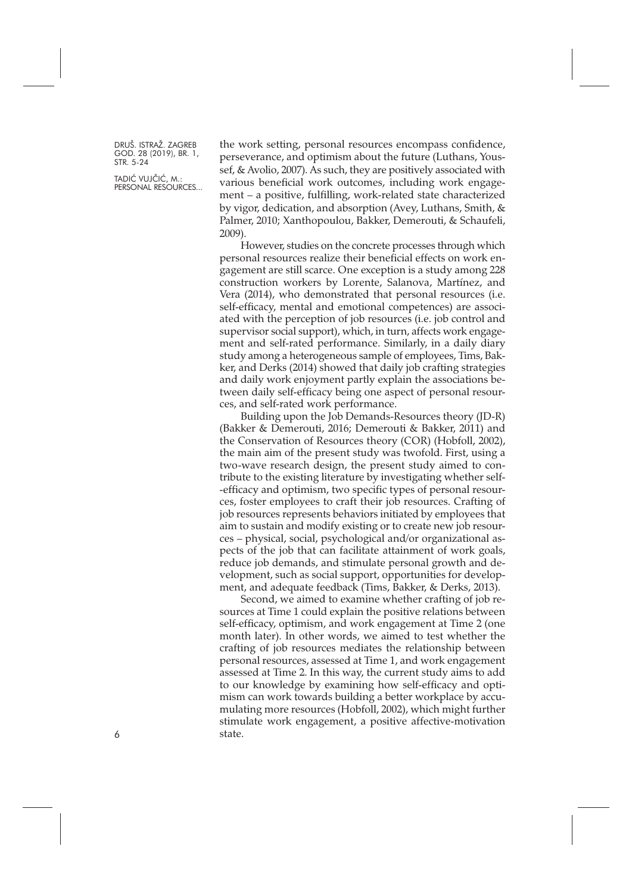the work setting, personal resources encompass confidence, perseverance, and optimism about the future (Luthans, Youssef, & Avolio, 2007). As such, they are positively associated with various beneficial work outcomes, including work engagement – a positive, fulfilling, work-related state characterized by vigor, dedication, and absorption (Avey, Luthans, Smith, & Palmer, 2010; Xanthopoulou, Bakker, Demerouti, & Schaufeli, 2009).

However, studies on the concrete processes through which personal resources realize their beneficial effects on work engagement are still scarce. One exception is a study among 228 construction workers by Lorente, Salanova, Martínez, and Vera (2014), who demonstrated that personal resources (i.e. self-efficacy, mental and emotional competences) are associated with the perception of job resources (i.e. job control and supervisor social support), which, in turn, affects work engagement and self-rated performance. Similarly, in a daily diary study among a heterogeneous sample of employees, Tims, Bakker, and Derks (2014) showed that daily job crafting strategies and daily work enjoyment partly explain the associations between daily self-efficacy being one aspect of personal resources, and self-rated work performance.

Building upon the Job Demands-Resources theory (JD-R) (Bakker & Demerouti, 2016; Demerouti & Bakker, 2011) and the Conservation of Resources theory (COR) (Hobfoll, 2002), the main aim of the present study was twofold. First, using a two-wave research design, the present study aimed to contribute to the existing literature by investigating whether self-efficacy and optimism, two specific types of personal resources, foster employees to craft their job resources. Crafting of job resources represents behaviors initiated by employees that aim to sustain and modify existing or to create new job resources – physical, social, psychological and/or organizational aspects of the job that can facilitate attainment of work goals, reduce job demands, and stimulate personal growth and development, such as social support, opportunities for development, and adequate feedback (Tims, Bakker, & Derks, 2013).

Second, we aimed to examine whether crafting of job resources at Time 1 could explain the positive relations between self-efficacy, optimism, and work engagement at Time 2 (one month later). In other words, we aimed to test whether the crafting of job resources mediates the relationship between personal resources, assessed at Time 1, and work engagement assessed at Time 2. In this way, the current study aims to add to our knowledge by examining how self-efficacy and optimism can work towards building a better workplace by accumulating more resources (Hobfoll, 2002), which might further stimulate work engagement, a positive affective-motivation state.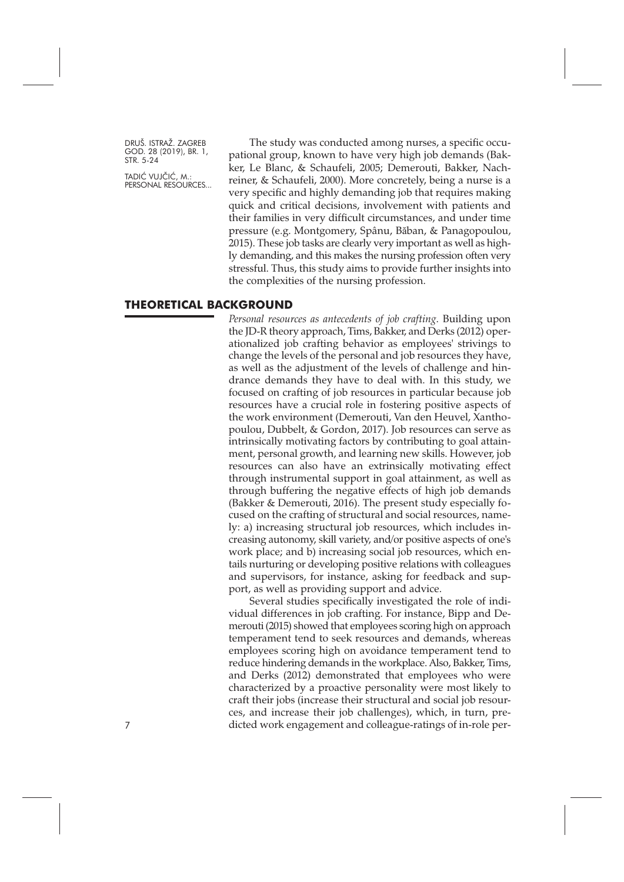The study was conducted among nurses, a specific occupational group, known to have very high job demands (Bakker, Le Blanc, & Schaufeli, 2005; Demerouti, Bakker, Nachreiner, & Schaufeli, 2000). More concretely, being a nurse is a very specific and highly demanding job that requires making quick and critical decisions, involvement with patients and their families in very difficult circumstances, and under time pressure (e.g. Montgomery, Spânu, Băban, & Panagopoulou, 2015). These job tasks are clearly very important as well as highly demanding, and this makes the nursing profession often very stressful. Thus, this study aims to provide further insights into the complexities of the nursing profession.

## THEORETICAL BACKGROUND

*Personal resources as antecedents of job crafting*. Building upon the JD-R theory approach, Tims, Bakker, and Derks (2012) operationalized job crafting behavior as employees' strivings to change the levels of the personal and job resources they have, as well as the adjustment of the levels of challenge and hindrance demands they have to deal with. In this study, we focused on crafting of job resources in particular because job resources have a crucial role in fostering positive aspects of the work environment (Demerouti, Van den Heuvel, Xanthopoulou, Dubbelt, & Gordon, 2017). Job resources can serve as intrinsically motivating factors by contributing to goal attainment, personal growth, and learning new skills. However, job resources can also have an extrinsically motivating effect through instrumental support in goal attainment, as well as through buffering the negative effects of high job demands (Bakker & Demerouti, 2016). The present study especially focused on the crafting of structural and social resources, namely: a) increasing structural job resources, which includes increasing autonomy, skill variety, and/or positive aspects of one's work place; and b) increasing social job resources, which entails nurturing or developing positive relations with colleagues and supervisors, for instance, asking for feedback and support, as well as providing support and advice.

Several studies specifically investigated the role of individual differences in job crafting. For instance, Bipp and Demerouti (2015) showed that employees scoring high on approach temperament tend to seek resources and demands, whereas employees scoring high on avoidance temperament tend to reduce hindering demands in the workplace. Also, Bakker, Tims, and Derks (2012) demonstrated that employees who were characterized by a proactive personality were most likely to craft their jobs (increase their structural and social job resources, and increase their job challenges), which, in turn, predicted work engagement and colleague-ratings of in-role per-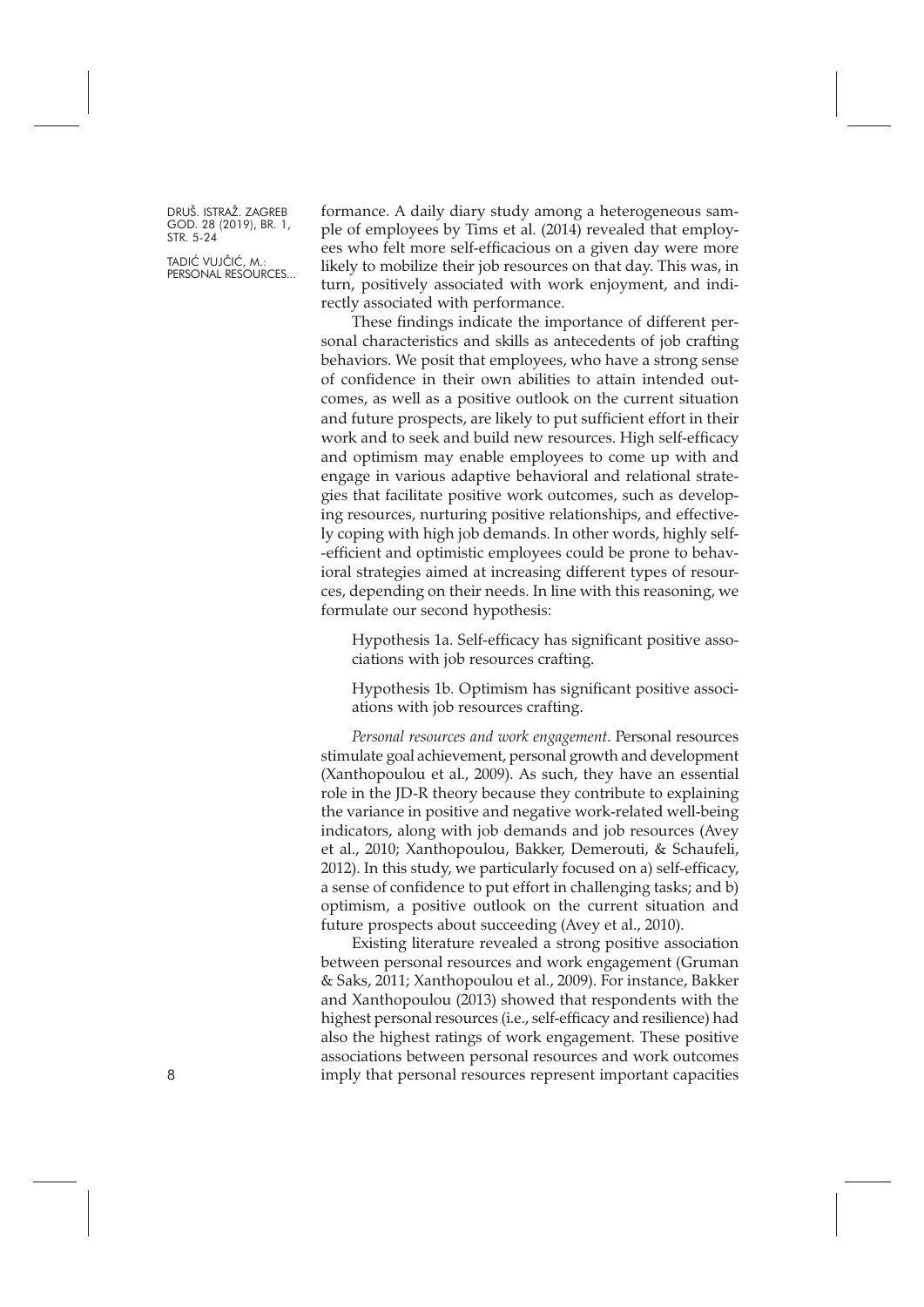formance. A daily diary study among a heterogeneous sample of employees by Tims et al. (2014) revealed that employees who felt more self-efficacious on a given day were more likely to mobilize their job resources on that day. This was, in turn, positively associated with work enjoyment, and indirectly associated with performance.

These findings indicate the importance of different personal characteristics and skills as antecedents of job crafting behaviors. We posit that employees, who have a strong sense of confidence in their own abilities to attain intended outcomes, as well as a positive outlook on the current situation and future prospects, are likely to put sufficient effort in their work and to seek and build new resources. High self-efficacy and optimism may enable employees to come up with and engage in various adaptive behavioral and relational strategies that facilitate positive work outcomes, such as developing resources, nurturing positive relationships, and effectively coping with high job demands. In other words, highly self-efficient and optimistic employees could be prone to behavioral strategies aimed at increasing different types of resources, depending on their needs. In line with this reasoning, we formulate our second hypothesis:

> Hypothesis 1a. Self-efficacy has significant positive associations with job resources crafting.
>
> Hypothesis 1b. Optimism has significant positive associations with job resources crafting.

*Personal resources and work engagement*. Personal resources stimulate goal achievement, personal growth and development (Xanthopoulou et al., 2009). As such, they have an essential role in the JD-R theory because they contribute to explaining the variance in positive and negative work-related well-being indicators, along with job demands and job resources (Avey et al., 2010; Xanthopoulou, Bakker, Demerouti, & Schaufeli, 2012). In this study, we particularly focused on a) self-efficacy, a sense of confidence to put effort in challenging tasks; and b) optimism, a positive outlook on the current situation and future prospects about succeeding (Avey et al., 2010).

Existing literature revealed a strong positive association between personal resources and work engagement (Gruman & Saks, 2011; Xanthopoulou et al., 2009). For instance, Bakker and Xanthopoulou (2013) showed that respondents with the highest personal resources (i.e., self-efficacy and resilience) had also the highest ratings of work engagement. These positive associations between personal resources and work outcomes imply that personal resources represent important capacities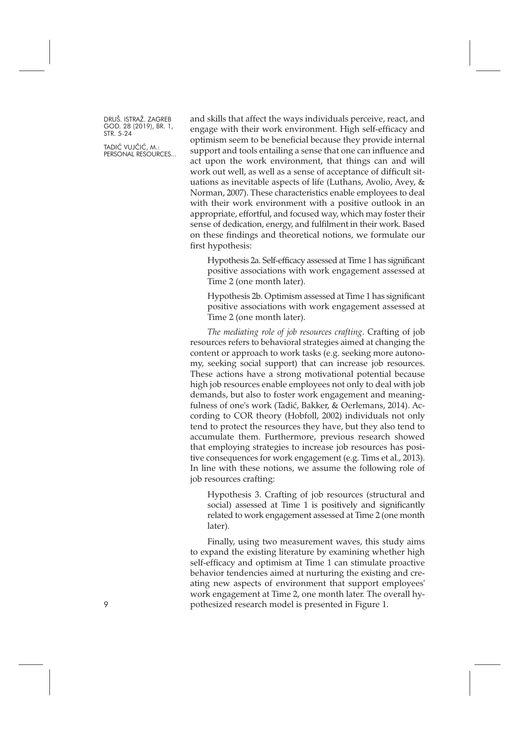and skills that affect the ways individuals perceive, react, and engage with their work environment. High self-efficacy and optimism seem to be beneficial because they provide internal support and tools entailing a sense that one can influence and act upon the work environment, that things can and will work out well, as well as a sense of acceptance of difficult situations as inevitable aspects of life (Luthans, Avolio, Avey, & Norman, 2007). These characteristics enable employees to deal with their work environment with a positive outlook in an appropriate, effortful, and focused way, which may foster their sense of dedication, energy, and fulfilment in their work. Based on these findings and theoretical notions, we formulate our first hypothesis:

> Hypothesis 2a. Self-efficacy assessed at Time 1 has significant positive associations with work engagement assessed at Time 2 (one month later).

> Hypothesis 2b. Optimism assessed at Time 1 has significant positive associations with work engagement assessed at Time 2 (one month later).

*The mediating role of job resources crafting*. Crafting of job resources refers to behavioral strategies aimed at changing the content or approach to work tasks (e.g. seeking more autonomy, seeking social support) that can increase job resources. These actions have a strong motivational potential because high job resources enable employees not only to deal with job demands, but also to foster work engagement and meaningfulness of one's work (Tadić, Bakker, & Oerlemans, 2014). According to COR theory (Hobfoll, 2002) individuals not only tend to protect the resources they have, but they also tend to accumulate them. Furthermore, previous research showed that employing strategies to increase job resources has positive consequences for work engagement (e.g. Tims et al., 2013). In line with these notions, we assume the following role of job resources crafting:

> Hypothesis 3. Crafting of job resources (structural and social) assessed at Time 1 is positively and significantly related to work engagement assessed at Time 2 (one month later).

Finally, using two measurement waves, this study aims to expand the existing literature by examining whether high self-efficacy and optimism at Time 1 can stimulate proactive behavior tendencies aimed at nurturing the existing and creating new aspects of environment that support employees' work engagement at Time 2, one month later. The overall hypothesized research model is presented in Figure 1.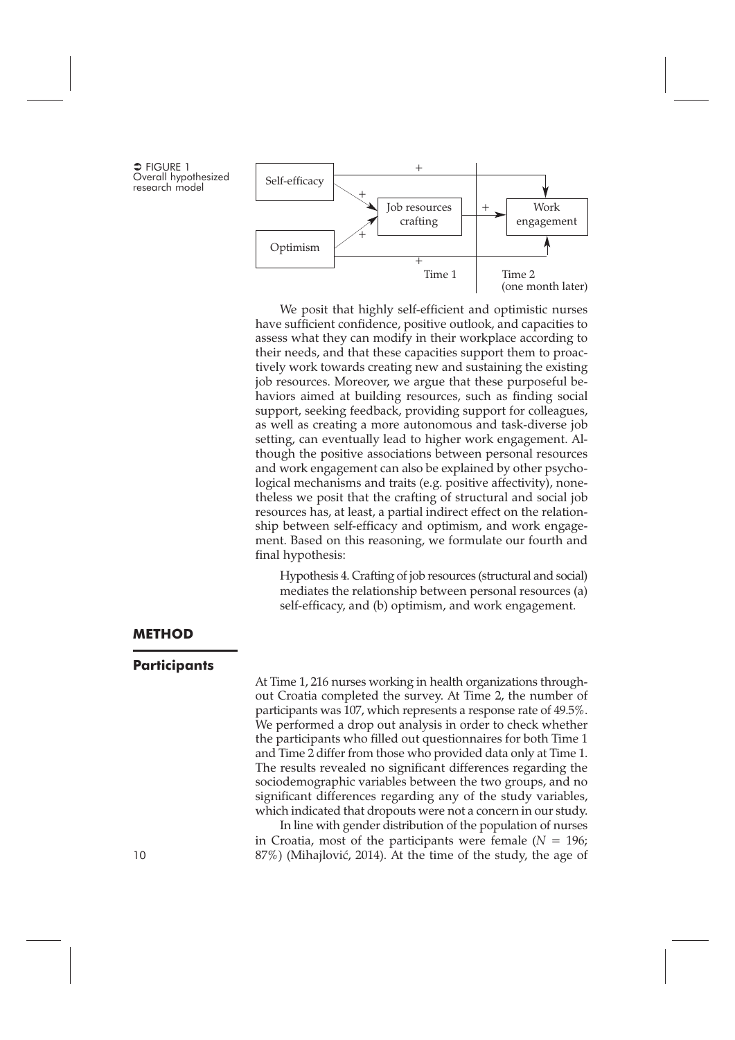➲ FIGURE 1
Overall hypothesized research model

We posit that highly self-efficient and optimistic nurses have sufficient confidence, positive outlook, and capacities to assess what they can modify in their workplace according to their needs, and that these capacities support them to proactively work towards creating new and sustaining the existing job resources. Moreover, we argue that these purposeful behaviors aimed at building resources, such as finding social support, seeking feedback, providing support for colleagues, as well as creating a more autonomous and task-diverse job setting, can eventually lead to higher work engagement. Although the positive associations between personal resources and work engagement can also be explained by other psychological mechanisms and traits (e.g. positive affectivity), nonetheless we posit that the crafting of structural and social job resources has, at least, a partial indirect effect on the relationship between self-efficacy and optimism, and work engagement. Based on this reasoning, we formulate our fourth and final hypothesis:

> Hypothesis 4. Crafting of job resources (structural and social) mediates the relationship between personal resources (a) self-efficacy, and (b) optimism, and work engagement.

## METHOD

### Participants

At Time 1, 216 nurses working in health organizations throughout Croatia completed the survey. At Time 2, the number of participants was 107, which represents a response rate of 49.5%. We performed a drop out analysis in order to check whether the participants who filled out questionnaires for both Time 1 and Time 2 differ from those who provided data only at Time 1. The results revealed no significant differences regarding the sociodemographic variables between the two groups, and no significant differences regarding any of the study variables, which indicated that dropouts were not a concern in our study.

In line with gender distribution of the population of nurses in Croatia, most of the participants were female ($N = 196$; 87%) (Mihajlović, 2014). At the time of the study, the age of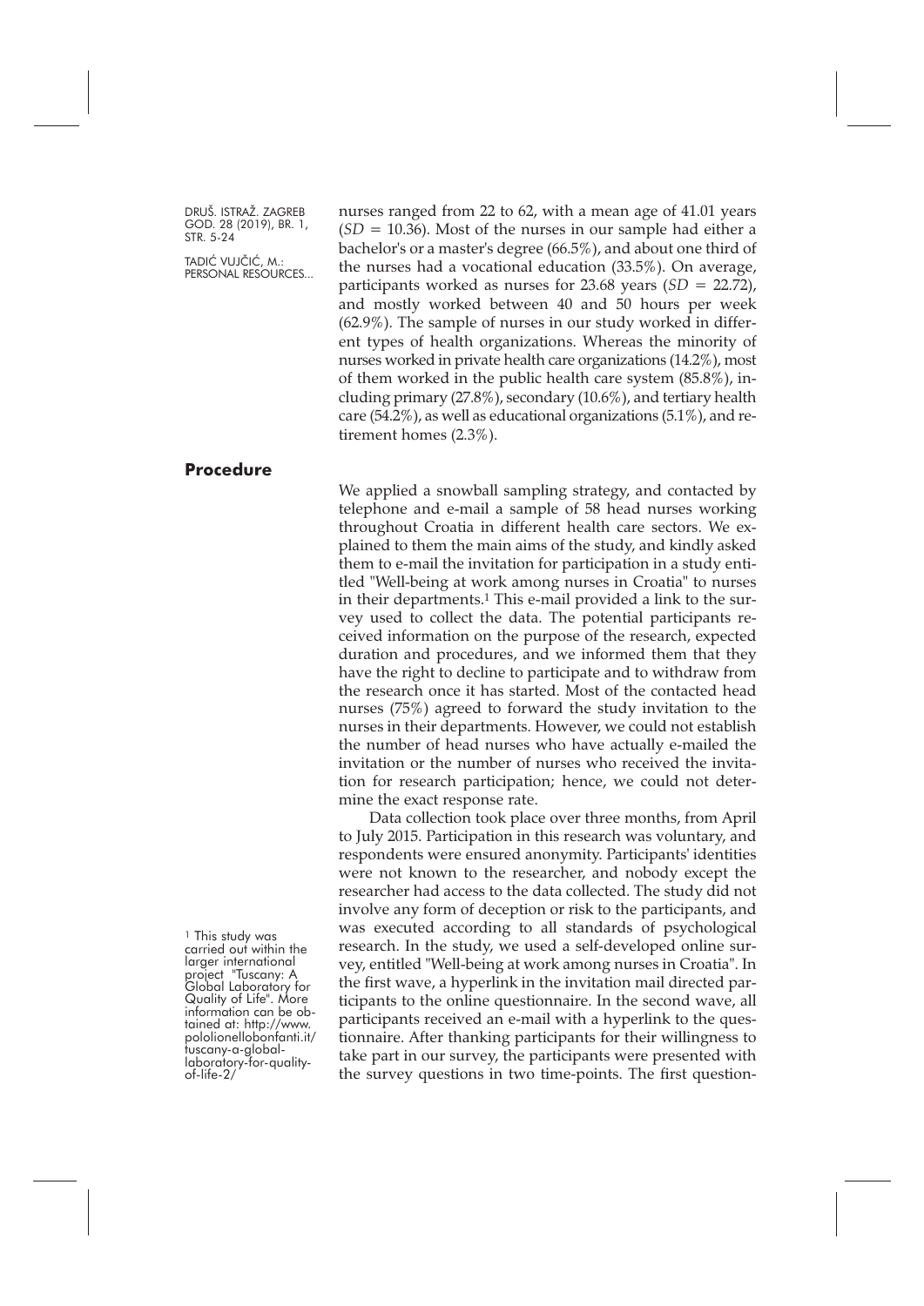nurses ranged from 22 to 62, with a mean age of 41.01 years ($SD$ = 10.36). Most of the nurses in our sample had either a bachelor's or a master's degree (66.5%), and about one third of the nurses had a vocational education (33.5%). On average, participants worked as nurses for 23.68 years ($SD$ = 22.72), and mostly worked between 40 and 50 hours per week (62.9%). The sample of nurses in our study worked in different types of health organizations. Whereas the minority of nurses worked in private health care organizations (14.2%), most of them worked in the public health care system (85.8%), including primary (27.8%), secondary (10.6%), and tertiary health care (54.2%), as well as educational organizations (5.1%), and retirement homes (2.3%).

## Procedure

We applied a snowball sampling strategy, and contacted by telephone and e-mail a sample of 58 head nurses working throughout Croatia in different health care sectors. We explained to them the main aims of the study, and kindly asked them to e-mail the invitation for participation in a study entitled "Well-being at work among nurses in Croatia" to nurses in their departments.[1] This e-mail provided a link to the survey used to collect the data. The potential participants received information on the purpose of the research, expected duration and procedures, and we informed them that they have the right to decline to participate and to withdraw from the research once it has started. Most of the contacted head nurses (75%) agreed to forward the study invitation to the nurses in their departments. However, we could not establish the number of head nurses who have actually e-mailed the invitation or the number of nurses who received the invitation for research participation; hence, we could not determine the exact response rate.

Data collection took place over three months, from April to July 2015. Participation in this research was voluntary, and respondents were ensured anonymity. Participants' identities were not known to the researcher, and nobody except the researcher had access to the data collected. The study did not involve any form of deception or risk to the participants, and was executed according to all standards of psychological research. In the study, we used a self-developed online survey, entitled "Well-being at work among nurses in Croatia". In the first wave, a hyperlink in the invitation mail directed participants to the online questionnaire. In the second wave, all participants received an e-mail with a hyperlink to the questionnaire. After thanking participants for their willingness to take part in our survey, the participants were presented with the survey questions in two time-points. The first question-

[1] This study was carried out within the larger international project "Tuscany: A Global Laboratory for Quality of Life". More information can be obtained at: http://www.pololionellobonfanti.it/tuscany-a-global-laboratory-for-quality-of-life-2/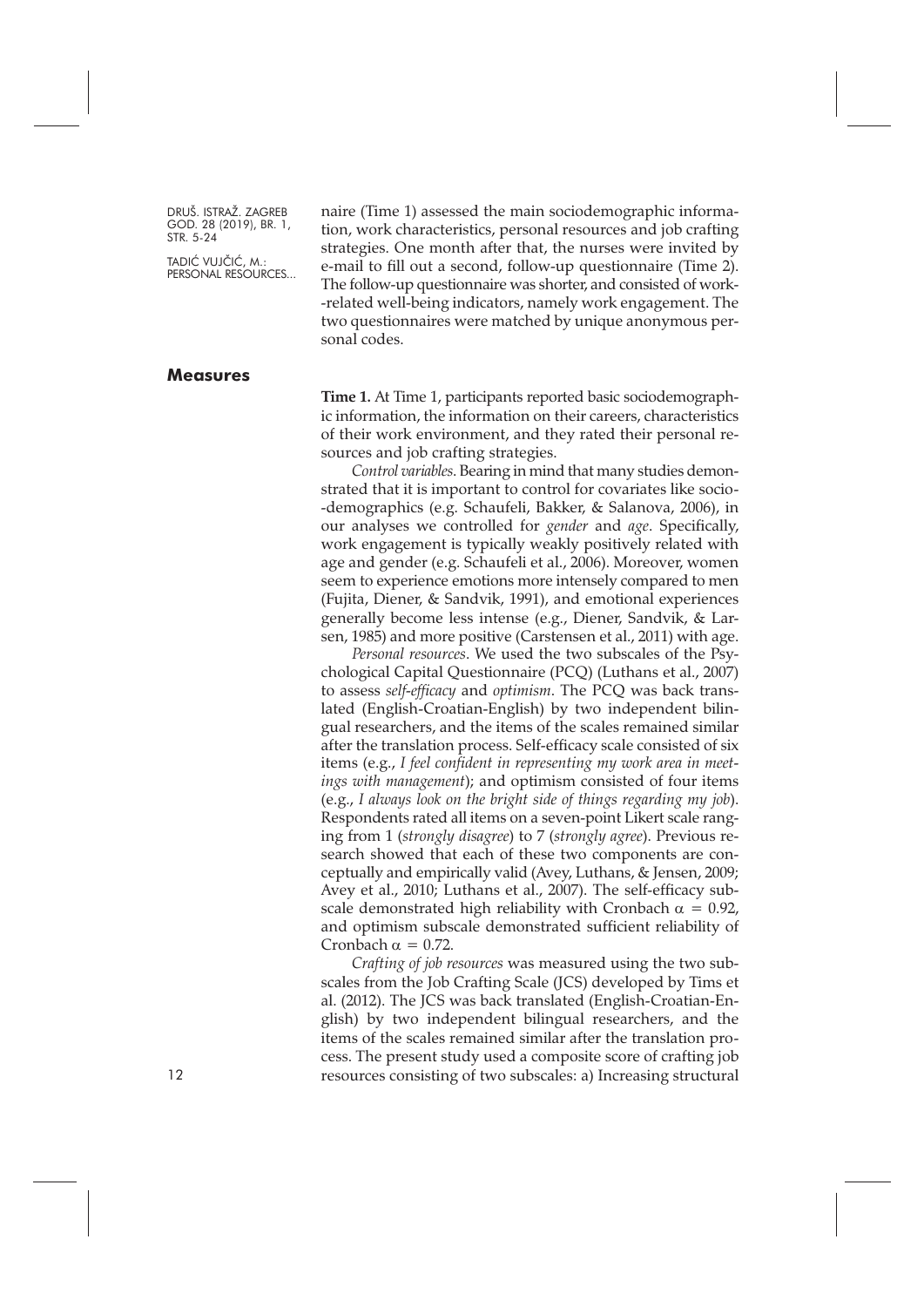naire (Time 1) assessed the main sociodemographic information, work characteristics, personal resources and job crafting strategies. One month after that, the nurses were invited by e-mail to fill out a second, follow-up questionnaire (Time 2). The follow-up questionnaire was shorter, and consisted of work-related well-being indicators, namely work engagement. The two questionnaires were matched by unique anonymous personal codes.

## Measures

**Time 1.** At Time 1, participants reported basic sociodemographic information, the information on their careers, characteristics of their work environment, and they rated their personal resources and job crafting strategies.

*Control variables*. Bearing in mind that many studies demonstrated that it is important to control for covariates like socio-demographics (e.g. Schaufeli, Bakker, & Salanova, 2006), in our analyses we controlled for *gender* and *age*. Specifically, work engagement is typically weakly positively related with age and gender (e.g. Schaufeli et al., 2006). Moreover, women seem to experience emotions more intensely compared to men (Fujita, Diener, & Sandvik, 1991), and emotional experiences generally become less intense (e.g., Diener, Sandvik, & Larsen, 1985) and more positive (Carstensen et al., 2011) with age.

*Personal resources*. We used the two subscales of the Psychological Capital Questionnaire (PCQ) (Luthans et al., 2007) to assess *self-efficacy* and *optimism*. The PCQ was back translated (English-Croatian-English) by two independent bilingual researchers, and the items of the scales remained similar after the translation process. Self-efficacy scale consisted of six items (e.g., *I feel confident in representing my work area in meetings with management*); and optimism consisted of four items (e.g., *I always look on the bright side of things regarding my job*). Respondents rated all items on a seven-point Likert scale ranging from 1 (*strongly disagree*) to 7 (*strongly agree*). Previous research showed that each of these two components are conceptually and empirically valid (Avey, Luthans, & Jensen, 2009; Avey et al., 2010; Luthans et al., 2007). The self-efficacy subscale demonstrated high reliability with Cronbach $\alpha = 0.92$, and optimism subscale demonstrated sufficient reliability of Cronbach $\alpha = 0.72$.

*Crafting of job resources* was measured using the two subscales from the Job Crafting Scale (JCS) developed by Tims et al. (2012). The JCS was back translated (English-Croatian-English) by two independent bilingual researchers, and the items of the scales remained similar after the translation process. The present study used a composite score of crafting job resources consisting of two subscales: a) Increasing structural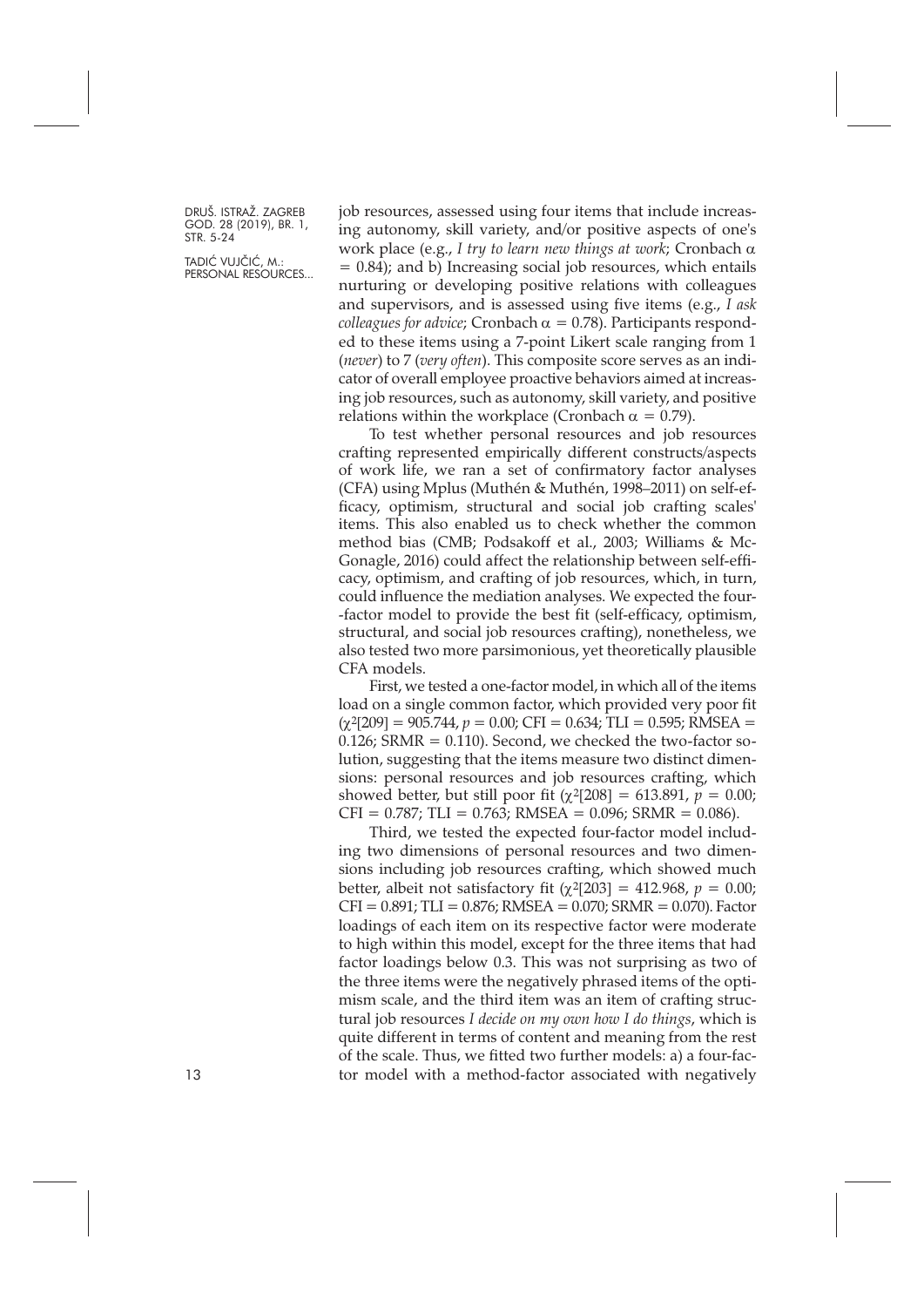job resources, assessed using four items that include increasing autonomy, skill variety, and/or positive aspects of one's work place (e.g., *I try to learn new things at work*; Cronbach $\alpha = 0.84$); and b) Increasing social job resources, which entails nurturing or developing positive relations with colleagues and supervisors, and is assessed using five items (e.g., *I ask colleagues for advice*; Cronbach $\alpha = 0.78$). Participants responded to these items using a 7-point Likert scale ranging from 1 (*never*) to 7 (*very often*). This composite score serves as an indicator of overall employee proactive behaviors aimed at increasing job resources, such as autonomy, skill variety, and positive relations within the workplace (Cronbach $\alpha = 0.79$).

To test whether personal resources and job resources crafting represented empirically different constructs/aspects of work life, we ran a set of confirmatory factor analyses (CFA) using Mplus (Muthén & Muthén, 1998–2011) on self-efficacy, optimism, structural and social job crafting scales' items. This also enabled us to check whether the common method bias (CMB; Podsakoff et al., 2003; Williams & McGonagle, 2016) could affect the relationship between self-efficacy, optimism, and crafting of job resources, which, in turn, could influence the mediation analyses. We expected the four-factor model to provide the best fit (self-efficacy, optimism, structural, and social job resources crafting), nonetheless, we also tested two more parsimonious, yet theoretically plausible CFA models.

First, we tested a one-factor model, in which all of the items load on a single common factor, which provided very poor fit ($\chi^2[209] = 905.744$, $p = 0.00$; CFI = 0.634; TLI = 0.595; RMSEA = 0.126; SRMR = 0.110). Second, we checked the two-factor solution, suggesting that the items measure two distinct dimensions: personal resources and job resources crafting, which showed better, but still poor fit ($\chi^2[208] = 613.891$, $p = 0.00$; CFI = 0.787; TLI = 0.763; RMSEA = 0.096; SRMR = 0.086).

Third, we tested the expected four-factor model including two dimensions of personal resources and two dimensions including job resources crafting, which showed much better, albeit not satisfactory fit ($\chi^2[203] = 412.968$, $p = 0.00$; CFI = 0.891; TLI = 0.876; RMSEA = 0.070; SRMR = 0.070). Factor loadings of each item on its respective factor were moderate to high within this model, except for the three items that had factor loadings below 0.3. This was not surprising as two of the three items were the negatively phrased items of the optimism scale, and the third item was an item of crafting structural job resources *I decide on my own how I do things*, which is quite different in terms of content and meaning from the rest of the scale. Thus, we fitted two further models: a) a four-factor model with a method-factor associated with negatively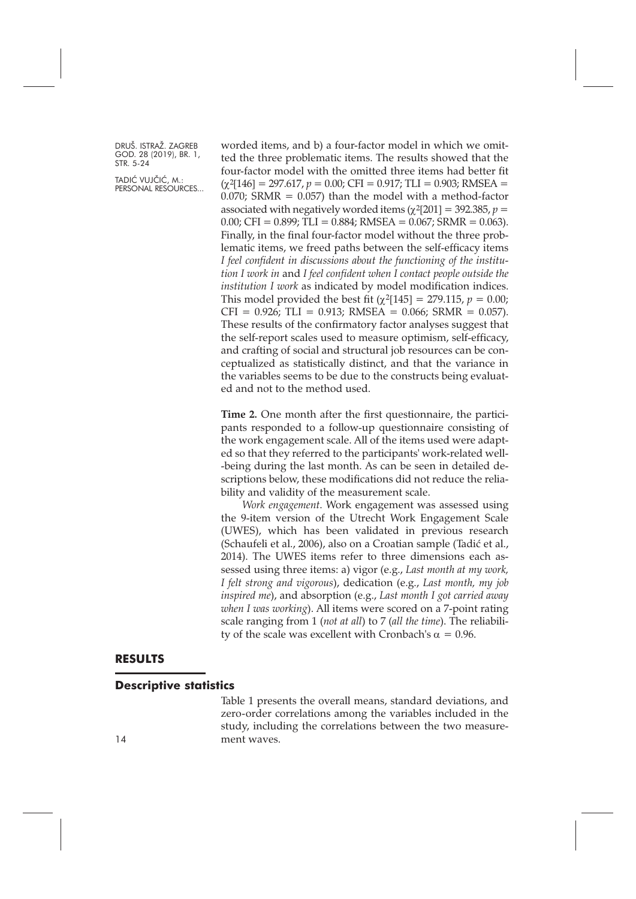worded items, and b) a four-factor model in which we omitted the three problematic items. The results showed that the four-factor model with the omitted three items had better fit ($\chi^2[146] = 297.617$, $p = 0.00$; CFI = 0.917; TLI = 0.903; RMSEA = 0.070; SRMR = 0.057) than the model with a method-factor associated with negatively worded items ($\chi^2[201] = 392.385$, $p = 0.00$; CFI = 0.899; TLI = 0.884; RMSEA = 0.067; SRMR = 0.063). Finally, in the final four-factor model without the three problematic items, we freed paths between the self-efficacy items *I feel confident in discussions about the functioning of the institution I work in* and *I feel confident when I contact people outside the institution I work* as indicated by model modification indices. This model provided the best fit ($\chi^2[145] = 279.115$, $p = 0.00$; CFI = 0.926; TLI = 0.913; RMSEA = 0.066; SRMR = 0.057). These results of the confirmatory factor analyses suggest that the self-report scales used to measure optimism, self-efficacy, and crafting of social and structural job resources can be conceptualized as statistically distinct, and that the variance in the variables seems to be due to the constructs being evaluated and not to the method used.

**Time 2.** One month after the first questionnaire, the participants responded to a follow-up questionnaire consisting of the work engagement scale. All of the items used were adapted so that they referred to the participants' work-related well-being during the last month. As can be seen in detailed descriptions below, these modifications did not reduce the reliability and validity of the measurement scale.

*Work engagement*. Work engagement was assessed using the 9-item version of the Utrecht Work Engagement Scale (UWES), which has been validated in previous research (Schaufeli et al., 2006), also on a Croatian sample (Tadić et al., 2014). The UWES items refer to three dimensions each assessed using three items: a) vigor (e.g., *Last month at my work, I felt strong and vigorous*), dedication (e.g., *Last month, my job inspired me*), and absorption (e.g., *Last month I got carried away when I was working*). All items were scored on a 7-point rating scale ranging from 1 (*not at all*) to 7 (*all the time*). The reliability of the scale was excellent with Cronbach's $\alpha = 0.96$.

## RESULTS

### Descriptive statistics

Table 1 presents the overall means, standard deviations, and zero-order correlations among the variables included in the study, including the correlations between the two measurement waves.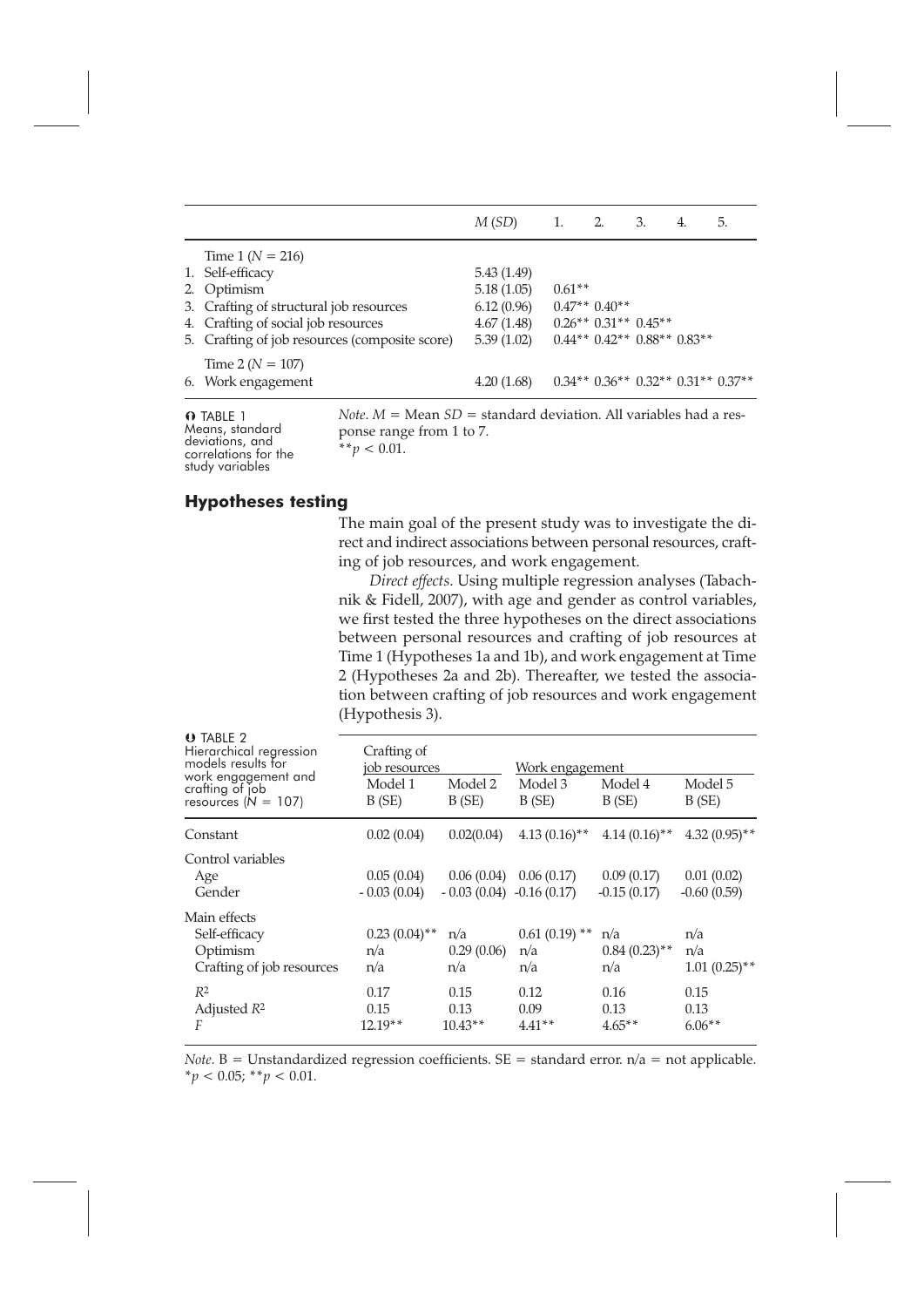| | $M$ ($SD$) | 1. | 2. | 3. | 4. | 5. |
|---|---|---|---|---|---|---|
| Time 1 ($N$ = 216) | | | | | | |
| 1. Self-efficacy | 5.43 (1.49) | | | | | |
| 2. Optimism | 5.18 (1.05) | 0.61** | | | | |
| 3. Crafting of structural job resources | 6.12 (0.96) | 0.47** | 0.40** | | | |
| 4. Crafting of social job resources | 4.67 (1.48) | 0.26** | 0.31** | 0.45** | | |
| 5. Crafting of job resources (composite score) | 5.39 (1.02) | 0.44** | 0.42** | 0.88** | 0.83** | |
| Time 2 ($N$ = 107) | | | | | | |
| 6. Work engagement | 4.20 (1.68) | 0.34** | 0.36** | 0.32** | 0.31** | 0.37** |

TABLE 1
Means, standard deviations, and correlations for the study variables

*Note*. $M$ = Mean $SD$ = standard deviation. All variables had a response range from 1 to 7.
$^{**}p < 0.01$.

## Hypotheses testing

The main goal of the present study was to investigate the direct and indirect associations between personal resources, crafting of job resources, and work engagement.

*Direct effects*. Using multiple regression analyses (Tabachnik & Fidell, 2007), with age and gender as control variables, we first tested the three hypotheses on the direct associations between personal resources and crafting of job resources at Time 1 (Hypotheses 1a and 1b), and work engagement at Time 2 (Hypotheses 2a and 2b). Thereafter, we tested the association between crafting of job resources and work engagement (Hypothesis 3).

TABLE 2
Hierarchical regression models results for work engagement and crafting of job resources ($N$ = 107)

| | Crafting of job resources | | Work engagement | | |
|---|---|---|---|---|---|
| | Model 1 | Model 2 | Model 3 | Model 4 | Model 5 |
| | B (SE) | B (SE) | B (SE) | B (SE) | B (SE) |
| Constant | 0.02 (0.04) | 0.02(0.04) | 4.13 (0.16)** | 4.14 (0.16)** | 4.32 (0.95)** |
| Control variables | | | | | |
| Age | 0.05 (0.04) | 0.06 (0.04) | 0.06 (0.17) | 0.09 (0.17) | 0.01 (0.02) |
| Gender | - 0.03 (0.04) | - 0.03 (0.04) | -0.16 (0.17) | -0.15 (0.17) | -0.60 (0.59) |
| Main effects | | | | | |
| Self-efficacy | 0.23 (0.04)** | n/a | 0.61 (0.19) ** | n/a | n/a |
| Optimism | n/a | 0.29 (0.06) | n/a | 0.84 (0.23)** | n/a |
| Crafting of job resources | n/a | n/a | n/a | n/a | 1.01 (0.25)** |
| $R^2$ | 0.17 | 0.15 | 0.12 | 0.16 | 0.15 |
| Adjusted $R^2$ | 0.15 | 0.13 | 0.09 | 0.13 | 0.13 |
| $F$ | 12.19** | 10.43** | 4.41** | 4.65** | 6.06** |

*Note*. B = Unstandardized regression coefficients. SE = standard error. n/a = not applicable.
$^{*}p < 0.05$; $^{**}p < 0.01$.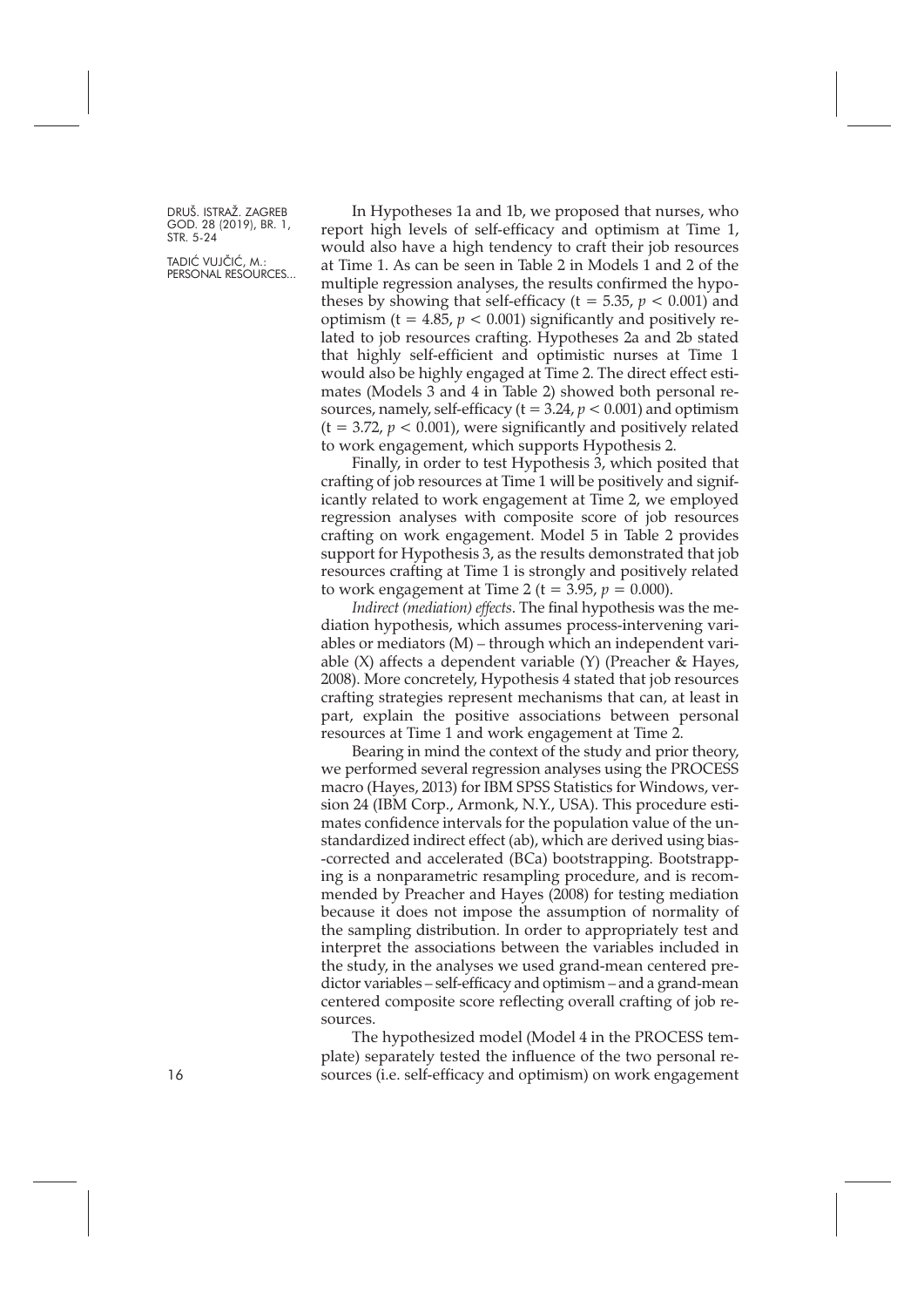In Hypotheses 1a and 1b, we proposed that nurses, who report high levels of self-efficacy and optimism at Time 1, would also have a high tendency to craft their job resources at Time 1. As can be seen in Table 2 in Models 1 and 2 of the multiple regression analyses, the results confirmed the hypotheses by showing that self-efficacy ($t = 5.35$, $p < 0.001$) and optimism ($t = 4.85$, $p < 0.001$) significantly and positively related to job resources crafting. Hypotheses 2a and 2b stated that highly self-efficient and optimistic nurses at Time 1 would also be highly engaged at Time 2. The direct effect estimates (Models 3 and 4 in Table 2) showed both personal resources, namely, self-efficacy ($t = 3.24$, $p < 0.001$) and optimism ($t = 3.72$, $p < 0.001$), were significantly and positively related to work engagement, which supports Hypothesis 2.

Finally, in order to test Hypothesis 3, which posited that crafting of job resources at Time 1 will be positively and significantly related to work engagement at Time 2, we employed regression analyses with composite score of job resources crafting on work engagement. Model 5 in Table 2 provides support for Hypothesis 3, as the results demonstrated that job resources crafting at Time 1 is strongly and positively related to work engagement at Time 2 ($t = 3.95$, $p = 0.000$).

*Indirect (mediation) effects*. The final hypothesis was the mediation hypothesis, which assumes process-intervening variables or mediators (M) – through which an independent variable (X) affects a dependent variable (Y) (Preacher & Hayes, 2008). More concretely, Hypothesis 4 stated that job resources crafting strategies represent mechanisms that can, at least in part, explain the positive associations between personal resources at Time 1 and work engagement at Time 2.

Bearing in mind the context of the study and prior theory, we performed several regression analyses using the PROCESS macro (Hayes, 2013) for IBM SPSS Statistics for Windows, version 24 (IBM Corp., Armonk, N.Y., USA). This procedure estimates confidence intervals for the population value of the unstandardized indirect effect (ab), which are derived using bias-corrected and accelerated (BCa) bootstrapping. Bootstrapping is a nonparametric resampling procedure, and is recommended by Preacher and Hayes (2008) for testing mediation because it does not impose the assumption of normality of the sampling distribution. In order to appropriately test and interpret the associations between the variables included in the study, in the analyses we used grand-mean centered predictor variables – self-efficacy and optimism – and a grand-mean centered composite score reflecting overall crafting of job resources.

The hypothesized model (Model 4 in the PROCESS template) separately tested the influence of the two personal resources (i.e. self-efficacy and optimism) on work engagement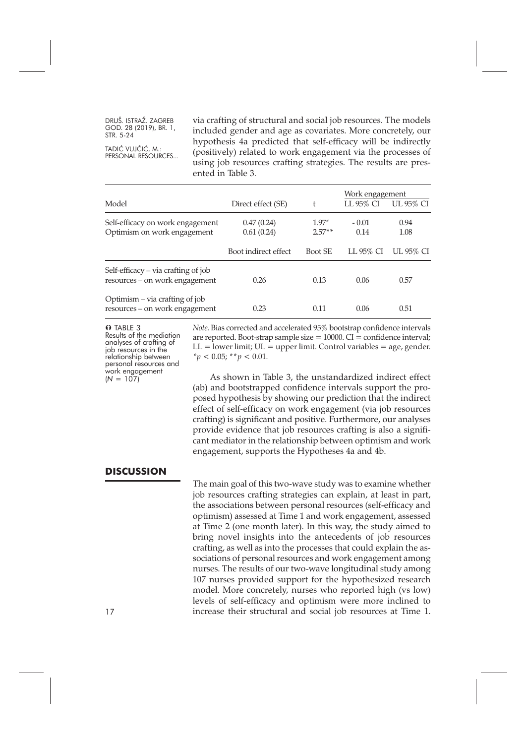via crafting of structural and social job resources. The models included gender and age as covariates. More concretely, our hypothesis 4a predicted that self-efficacy will be indirectly (positively) related to work engagement via the processes of using job resources crafting strategies. The results are presented in Table 3.

TABLE 3
Results of the mediation analyses of crafting of job resources in the relationship between personal resources and work engagement ($N = 107$)

| Model | Direct effect (SE) | t | Work engagement LL 95% CI | Work engagement UL 95% CI |
|---|---|---|---|---|
| Self-efficacy on work engagement | 0.47 (0.24) | 1.97* | - 0.01 | 0.94 |
| Optimism on work engagement | 0.61 (0.24) | 2.57** | 0.14 | 1.08 |
| | Boot indirect effect | Boot SE | LL 95% CI | UL 95% CI |
| Self-efficacy – via crafting of job resources – on work engagement | 0.26 | 0.13 | 0.06 | 0.57 |
| Optimism – via crafting of job resources – on work engagement | 0.23 | 0.11 | 0.06 | 0.51 |

*Note*. Bias corrected and accelerated 95% bootstrap confidence intervals are reported. Boot-strap sample size = 10000. CI = confidence interval; LL = lower limit; UL = upper limit. Control variables = age, gender. $*p < 0.05$; $**p < 0.01$.

As shown in Table 3, the unstandardized indirect effect (ab) and bootstrapped confidence intervals support the proposed hypothesis by showing our prediction that the indirect effect of self-efficacy on work engagement (via job resources crafting) is significant and positive. Furthermore, our analyses provide evidence that job resources crafting is also a significant mediator in the relationship between optimism and work engagement, supports the Hypotheses 4a and 4b.

## DISCUSSION

The main goal of this two-wave study was to examine whether job resources crafting strategies can explain, at least in part, the associations between personal resources (self-efficacy and optimism) assessed at Time 1 and work engagement, assessed at Time 2 (one month later). In this way, the study aimed to bring novel insights into the antecedents of job resources crafting, as well as into the processes that could explain the associations of personal resources and work engagement among nurses. The results of our two-wave longitudinal study among 107 nurses provided support for the hypothesized research model. More concretely, nurses who reported high (vs low) levels of self-efficacy and optimism were more inclined to increase their structural and social job resources at Time 1.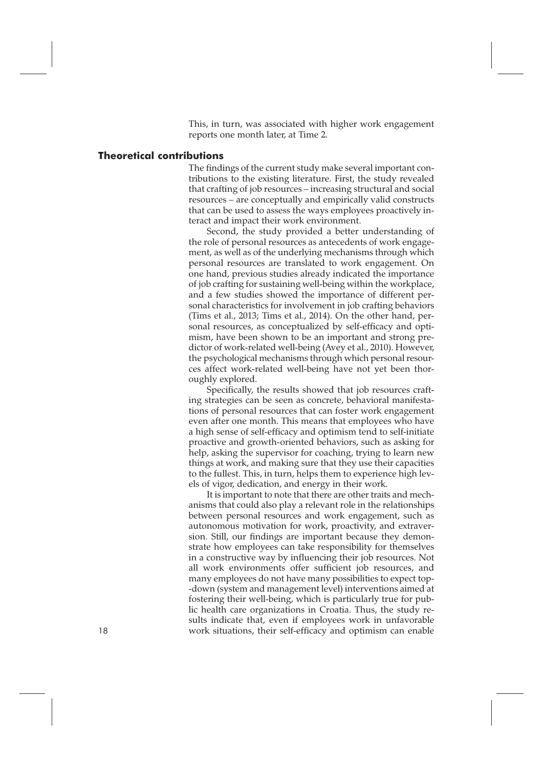This, in turn, was associated with higher work engagement reports one month later, at Time 2.

## Theoretical contributions

The findings of the current study make several important contributions to the existing literature. First, the study revealed that crafting of job resources – increasing structural and social resources – are conceptually and empirically valid constructs that can be used to assess the ways employees proactively interact and impact their work environment.

Second, the study provided a better understanding of the role of personal resources as antecedents of work engagement, as well as of the underlying mechanisms through which personal resources are translated to work engagement. On one hand, previous studies already indicated the importance of job crafting for sustaining well-being within the workplace, and a few studies showed the importance of different personal characteristics for involvement in job crafting behaviors (Tims et al., 2013; Tims et al., 2014). On the other hand, personal resources, as conceptualized by self-efficacy and optimism, have been shown to be an important and strong predictor of work-related well-being (Avey et al., 2010). However, the psychological mechanisms through which personal resources affect work-related well-being have not yet been thoroughly explored.

Specifically, the results showed that job resources crafting strategies can be seen as concrete, behavioral manifestations of personal resources that can foster work engagement even after one month. This means that employees who have a high sense of self-efficacy and optimism tend to self-initiate proactive and growth-oriented behaviors, such as asking for help, asking the supervisor for coaching, trying to learn new things at work, and making sure that they use their capacities to the fullest. This, in turn, helps them to experience high levels of vigor, dedication, and energy in their work.

It is important to note that there are other traits and mechanisms that could also play a relevant role in the relationships between personal resources and work engagement, such as autonomous motivation for work, proactivity, and extraversion. Still, our findings are important because they demonstrate how employees can take responsibility for themselves in a constructive way by influencing their job resources. Not all work environments offer sufficient job resources, and many employees do not have many possibilities to expect top-down (system and management level) interventions aimed at fostering their well-being, which is particularly true for public health care organizations in Croatia. Thus, the study results indicate that, even if employees work in unfavorable work situations, their self-efficacy and optimism can enable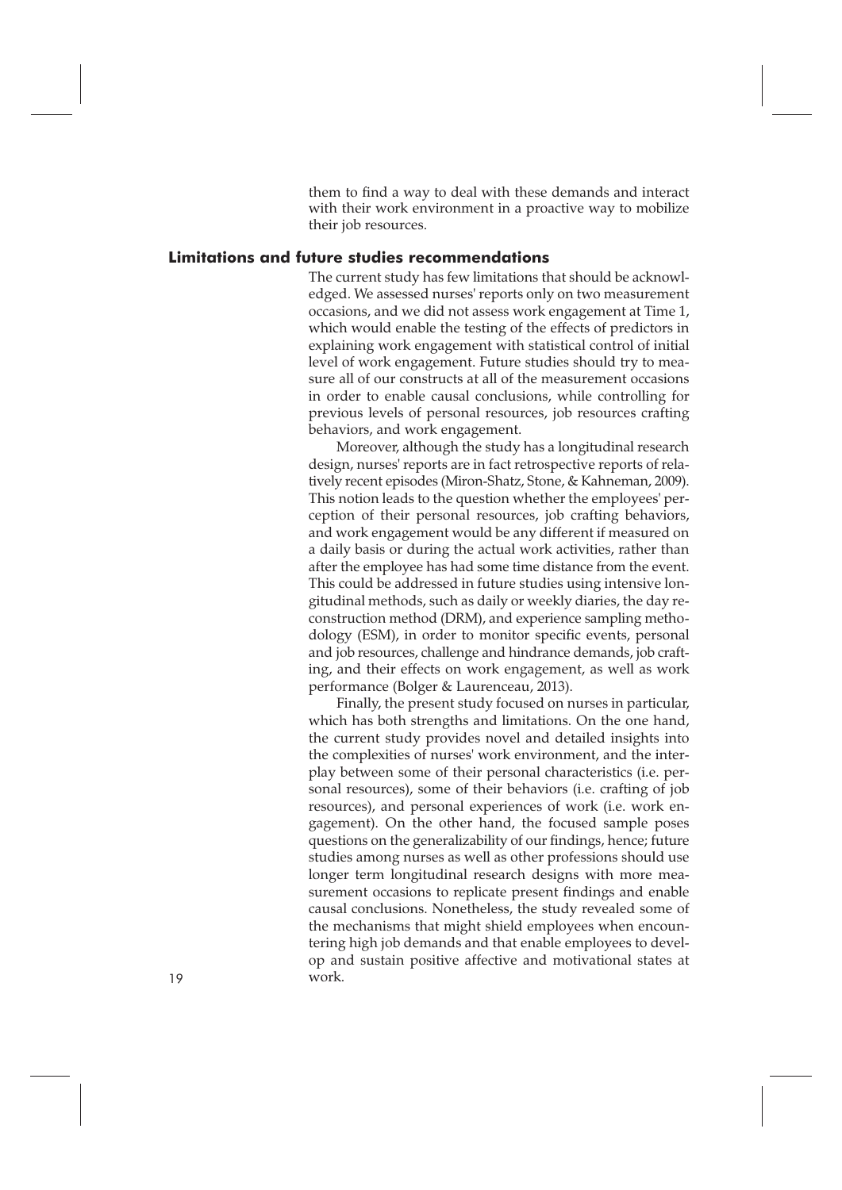them to find a way to deal with these demands and interact with their work environment in a proactive way to mobilize their job resources.

## Limitations and future studies recommendations

The current study has few limitations that should be acknowledged. We assessed nurses' reports only on two measurement occasions, and we did not assess work engagement at Time 1, which would enable the testing of the effects of predictors in explaining work engagement with statistical control of initial level of work engagement. Future studies should try to measure all of our constructs at all of the measurement occasions in order to enable causal conclusions, while controlling for previous levels of personal resources, job resources crafting behaviors, and work engagement.

Moreover, although the study has a longitudinal research design, nurses' reports are in fact retrospective reports of relatively recent episodes (Miron-Shatz, Stone, & Kahneman, 2009). This notion leads to the question whether the employees' perception of their personal resources, job crafting behaviors, and work engagement would be any different if measured on a daily basis or during the actual work activities, rather than after the employee has had some time distance from the event. This could be addressed in future studies using intensive longitudinal methods, such as daily or weekly diaries, the day reconstruction method (DRM), and experience sampling methodology (ESM), in order to monitor specific events, personal and job resources, challenge and hindrance demands, job crafting, and their effects on work engagement, as well as work performance (Bolger & Laurenceau, 2013).

Finally, the present study focused on nurses in particular, which has both strengths and limitations. On the one hand, the current study provides novel and detailed insights into the complexities of nurses' work environment, and the interplay between some of their personal characteristics (i.e. personal resources), some of their behaviors (i.e. crafting of job resources), and personal experiences of work (i.e. work engagement). On the other hand, the focused sample poses questions on the generalizability of our findings, hence; future studies among nurses as well as other professions should use longer term longitudinal research designs with more measurement occasions to replicate present findings and enable causal conclusions. Nonetheless, the study revealed some of the mechanisms that might shield employees when encountering high job demands and that enable employees to develop and sustain positive affective and motivational states at work.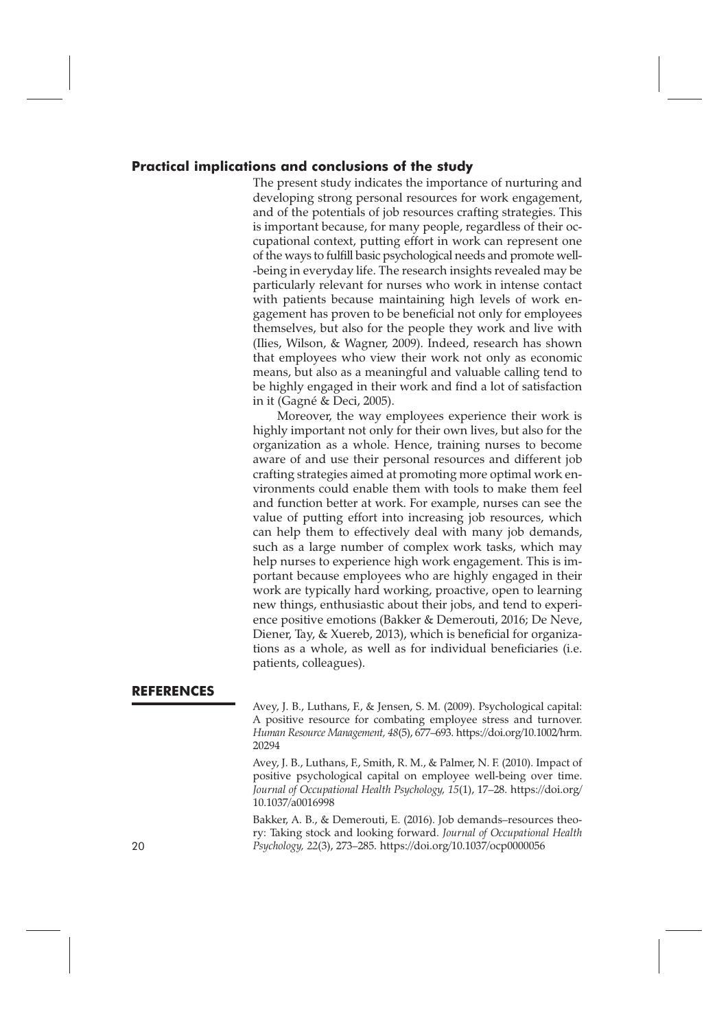## Practical implications and conclusions of the study

The present study indicates the importance of nurturing and developing strong personal resources for work engagement, and of the potentials of job resources crafting strategies. This is important because, for many people, regardless of their occupational context, putting effort in work can represent one of the ways to fulfill basic psychological needs and promote well-being in everyday life. The research insights revealed may be particularly relevant for nurses who work in intense contact with patients because maintaining high levels of work engagement has proven to be beneficial not only for employees themselves, but also for the people they work and live with (Ilies, Wilson, & Wagner, 2009). Indeed, research has shown that employees who view their work not only as economic means, but also as a meaningful and valuable calling tend to be highly engaged in their work and find a lot of satisfaction in it (Gagné & Deci, 2005).

Moreover, the way employees experience their work is highly important not only for their own lives, but also for the organization as a whole. Hence, training nurses to become aware of and use their personal resources and different job crafting strategies aimed at promoting more optimal work environments could enable them with tools to make them feel and function better at work. For example, nurses can see the value of putting effort into increasing job resources, which can help them to effectively deal with many job demands, such as a large number of complex work tasks, which may help nurses to experience high work engagement. This is important because employees who are highly engaged in their work are typically hard working, proactive, open to learning new things, enthusiastic about their jobs, and tend to experience positive emotions (Bakker & Demerouti, 2016; De Neve, Diener, Tay, & Xuereb, 2013), which is beneficial for organizations as a whole, as well as for individual beneficiaries (i.e. patients, colleagues).

## REFERENCES

Avey, J. B., Luthans, F., & Jensen, S. M. (2009). Psychological capital: A positive resource for combating employee stress and turnover. *Human Resource Management, 48*(5), 677–693. https://doi.org/10.1002/hrm.20294

Avey, J. B., Luthans, F., Smith, R. M., & Palmer, N. F. (2010). Impact of positive psychological capital on employee well-being over time. *Journal of Occupational Health Psychology, 15*(1), 17–28. https://doi.org/10.1037/a0016998

Bakker, A. B., & Demerouti, E. (2016). Job demands–resources theory: Taking stock and looking forward. *Journal of Occupational Health Psychology, 22*(3), 273–285. https://doi.org/10.1037/ocp0000056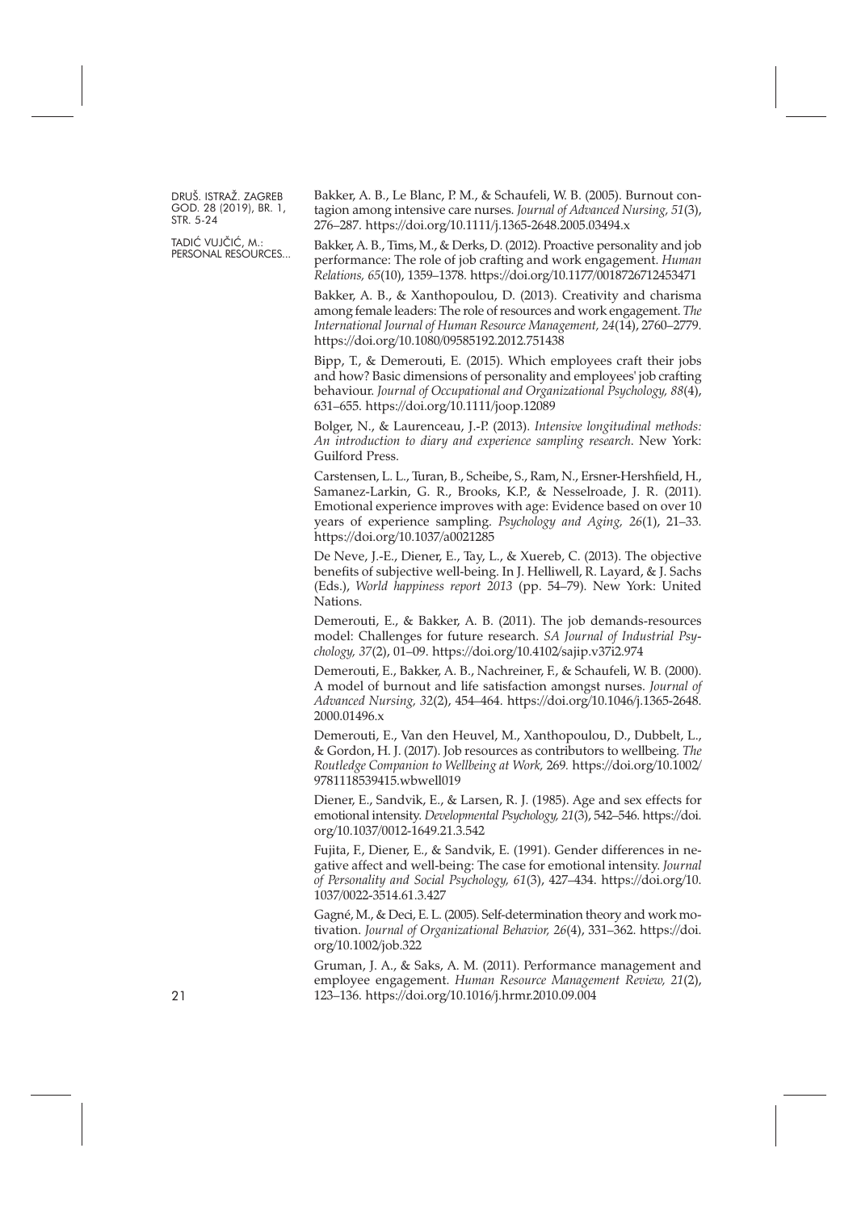Bakker, A. B., Le Blanc, P. M., & Schaufeli, W. B. (2005). Burnout contagion among intensive care nurses. *Journal of Advanced Nursing, 51*(3), 276–287. https://doi.org/10.1111/j.1365-2648.2005.03494.x

Bakker, A. B., Tims, M., & Derks, D. (2012). Proactive personality and job performance: The role of job crafting and work engagement. *Human Relations, 65*(10), 1359–1378. https://doi.org/10.1177/0018726712453471

Bakker, A. B., & Xanthopoulou, D. (2013). Creativity and charisma among female leaders: The role of resources and work engagement. *The International Journal of Human Resource Management, 24*(14), 2760–2779. https://doi.org/10.1080/09585192.2012.751438

Bipp, T., & Demerouti, E. (2015). Which employees craft their jobs and how? Basic dimensions of personality and employees' job crafting behaviour. *Journal of Occupational and Organizational Psychology, 88*(4), 631–655. https://doi.org/10.1111/joop.12089

Bolger, N., & Laurenceau, J.-P. (2013). *Intensive longitudinal methods: An introduction to diary and experience sampling research*. New York: Guilford Press.

Carstensen, L. L., Turan, B., Scheibe, S., Ram, N., Ersner-Hershfield, H., Samanez-Larkin, G. R., Brooks, K.P., & Nesselroade, J. R. (2011). Emotional experience improves with age: Evidence based on over 10 years of experience sampling. *Psychology and Aging, 26*(1), 21–33. https://doi.org/10.1037/a0021285

De Neve, J.-E., Diener, E., Tay, L., & Xuereb, C. (2013). The objective benefits of subjective well-being. In J. Helliwell, R. Layard, & J. Sachs (Eds.), *World happiness report 2013* (pp. 54–79). New York: United Nations.

Demerouti, E., & Bakker, A. B. (2011). The job demands-resources model: Challenges for future research. *SA Journal of Industrial Psychology, 37*(2), 01–09. https://doi.org/10.4102/sajip.v37i2.974

Demerouti, E., Bakker, A. B., Nachreiner, F., & Schaufeli, W. B. (2000). A model of burnout and life satisfaction amongst nurses. *Journal of Advanced Nursing, 32*(2), 454–464. https://doi.org/10.1046/j.1365-2648.2000.01496.x

Demerouti, E., Van den Heuvel, M., Xanthopoulou, D., Dubbelt, L., & Gordon, H. J. (2017). Job resources as contributors to wellbeing. *The Routledge Companion to Wellbeing at Work,* 269. https://doi.org/10.1002/9781118539415.wbwell019

Diener, E., Sandvik, E., & Larsen, R. J. (1985). Age and sex effects for emotional intensity. *Developmental Psychology, 21*(3), 542–546. https://doi.org/10.1037/0012-1649.21.3.542

Fujita, F., Diener, E., & Sandvik, E. (1991). Gender differences in negative affect and well-being: The case for emotional intensity. *Journal of Personality and Social Psychology, 61*(3), 427–434. https://doi.org/10.1037/0022-3514.61.3.427

Gagné, M., & Deci, E. L. (2005). Self-determination theory and work motivation. *Journal of Organizational Behavior, 26*(4), 331–362. https://doi.org/10.1002/job.322

Gruman, J. A., & Saks, A. M. (2011). Performance management and employee engagement. *Human Resource Management Review, 21*(2), 123–136. https://doi.org/10.1016/j.hrmr.2010.09.004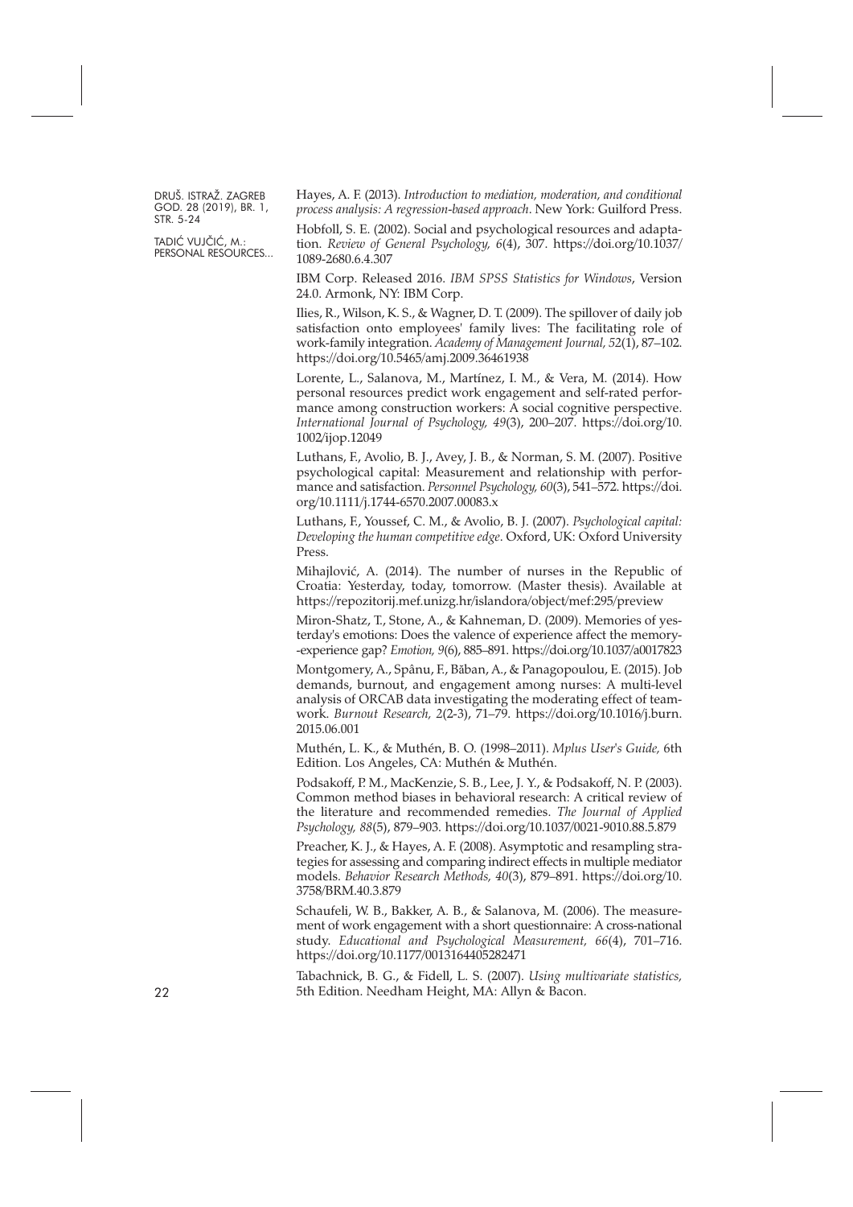Hayes, A. F. (2013). *Introduction to mediation, moderation, and conditional process analysis: A regression-based approach*. New York: Guilford Press.

Hobfoll, S. E. (2002). Social and psychological resources and adaptation. *Review of General Psychology, 6*(4), 307. https://doi.org/10.1037/1089-2680.6.4.307

IBM Corp. Released 2016. *IBM SPSS Statistics for Windows*, Version 24.0. Armonk, NY: IBM Corp.

Ilies, R., Wilson, K. S., & Wagner, D. T. (2009). The spillover of daily job satisfaction onto employees' family lives: The facilitating role of work-family integration. *Academy of Management Journal, 52*(1), 87–102. https://doi.org/10.5465/amj.2009.36461938

Lorente, L., Salanova, M., Martínez, I. M., & Vera, M. (2014). How personal resources predict work engagement and self-rated performance among construction workers: A social cognitive perspective. *International Journal of Psychology, 49*(3), 200–207. https://doi.org/10.1002/ijop.12049

Luthans, F., Avolio, B. J., Avey, J. B., & Norman, S. M. (2007). Positive psychological capital: Measurement and relationship with performance and satisfaction. *Personnel Psychology, 60*(3), 541–572. https://doi.org/10.1111/j.1744-6570.2007.00083.x

Luthans, F., Youssef, C. M., & Avolio, B. J. (2007). *Psychological capital: Developing the human competitive edge*. Oxford, UK: Oxford University Press.

Mihajlović, A. (2014). The number of nurses in the Republic of Croatia: Yesterday, today, tomorrow. (Master thesis). Available at https://repozitorij.mef.unizg.hr/islandora/object/mef:295/preview

Miron-Shatz, T., Stone, A., & Kahneman, D. (2009). Memories of yesterday's emotions: Does the valence of experience affect the memory-experience gap? *Emotion, 9*(6), 885–891. https://doi.org/10.1037/a0017823

Montgomery, A., Spânu, F., Băban, A., & Panagopoulou, E. (2015). Job demands, burnout, and engagement among nurses: A multi-level analysis of ORCAB data investigating the moderating effect of teamwork. *Burnout Research,* 2(2-3), 71–79. https://doi.org/10.1016/j.burn.2015.06.001

Muthén, L. K., & Muthén, B. O. (1998–2011). *Mplus User's Guide,* 6th Edition. Los Angeles, CA: Muthén & Muthén.

Podsakoff, P. M., MacKenzie, S. B., Lee, J. Y., & Podsakoff, N. P. (2003). Common method biases in behavioral research: A critical review of the literature and recommended remedies. *The Journal of Applied Psychology, 88*(5), 879–903. https://doi.org/10.1037/0021-9010.88.5.879

Preacher, K. J., & Hayes, A. F. (2008). Asymptotic and resampling strategies for assessing and comparing indirect effects in multiple mediator models. *Behavior Research Methods, 40*(3), 879–891. https://doi.org/10.3758/BRM.40.3.879

Schaufeli, W. B., Bakker, A. B., & Salanova, M. (2006). The measurement of work engagement with a short questionnaire: A cross-national study. *Educational and Psychological Measurement, 66*(4), 701–716. https://doi.org/10.1177/0013164405282471

Tabachnick, B. G., & Fidell, L. S. (2007). *Using multivariate statistics,* 5th Edition. Needham Height, MA: Allyn & Bacon.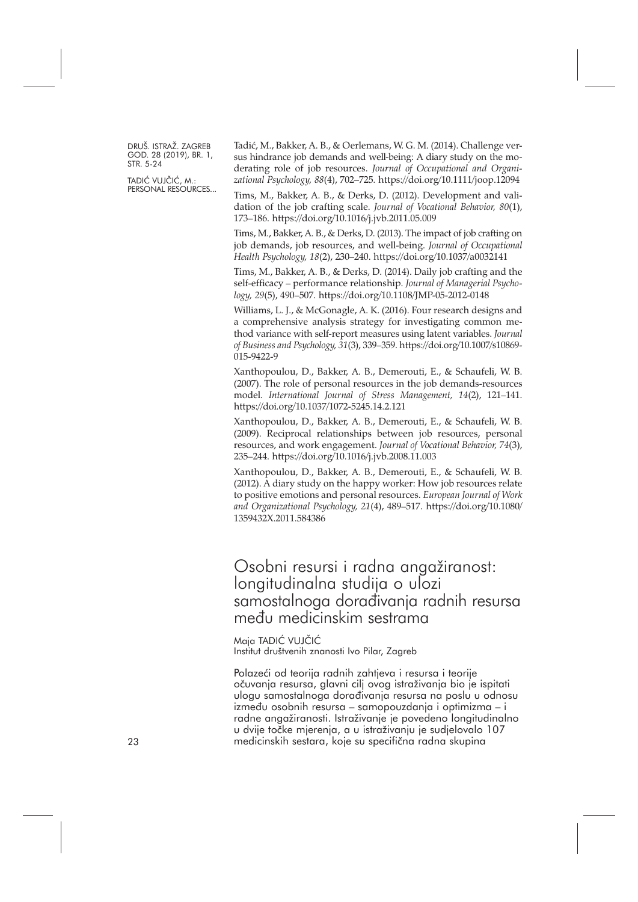Tadić, M., Bakker, A. B., & Oerlemans, W. G. M. (2014). Challenge versus hindrance job demands and well-being: A diary study on the moderating role of job resources. *Journal of Occupational and Organizational Psychology, 88*(4), 702–725. https://doi.org/10.1111/joop.12094

Tims, M., Bakker, A. B., & Derks, D. (2012). Development and validation of the job crafting scale. *Journal of Vocational Behavior, 80*(1), 173–186. https://doi.org/10.1016/j.jvb.2011.05.009

Tims, M., Bakker, A. B., & Derks, D. (2013). The impact of job crafting on job demands, job resources, and well-being. *Journal of Occupational Health Psychology, 18*(2), 230–240. https://doi.org/10.1037/a0032141

Tims, M., Bakker, A. B., & Derks, D. (2014). Daily job crafting and the self-efficacy – performance relationship. *Journal of Managerial Psychology, 29*(5), 490–507. https://doi.org/10.1108/JMP-05-2012-0148

Williams, L. J., & McGonagle, A. K. (2016). Four research designs and a comprehensive analysis strategy for investigating common method variance with self-report measures using latent variables. *Journal of Business and Psychology, 31*(3), 339–359. https://doi.org/10.1007/s10869-015-9422-9

Xanthopoulou, D., Bakker, A. B., Demerouti, E., & Schaufeli, W. B. (2007). The role of personal resources in the job demands-resources model. *International Journal of Stress Management, 14*(2), 121–141. https://doi.org/10.1037/1072-5245.14.2.121

Xanthopoulou, D., Bakker, A. B., Demerouti, E., & Schaufeli, W. B. (2009). Reciprocal relationships between job resources, personal resources, and work engagement. *Journal of Vocational Behavior, 74*(3), 235–244. https://doi.org/10.1016/j.jvb.2008.11.003

Xanthopoulou, D., Bakker, A. B., Demerouti, E., & Schaufeli, W. B. (2012). A diary study on the happy worker: How job resources relate to positive emotions and personal resources. *European Journal of Work and Organizational Psychology, 21*(4), 489–517. https://doi.org/10.1080/1359432X.2011.584386

# Osobni resursi i radna angažiranost: longitudinalna studija o ulozi samostalnoga dorađivanja radnih resursa među medicinskim sestrama

Maja TADIĆ VUJČIĆ
Institut društvenih znanosti Ivo Pilar, Zagreb

Polazeći od teorija radnih zahtjeva i resursa i teorije očuvanja resursa, glavni cilj ovog istraživanja bio je ispitati ulogu samostalnoga dorađivanja resursa na poslu u odnosu između osobnih resursa – samopouzdanja i optimizma – i radne angažiranosti. Istraživanje je povedeno longitudinalno u dvije točke mjerenja, a u istraživanju je sudjelovalo 107 medicinskih sestara, koje su specifična radna skupina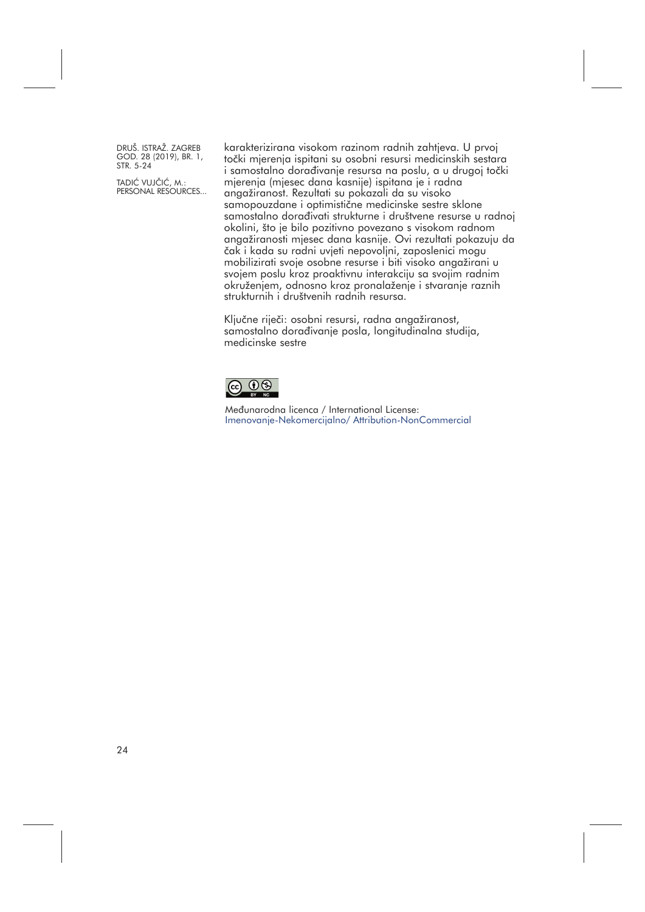karakterizirana visokom razinom radnih zahtjeva. U prvoj točki mjerenja ispitani su osobni resursi medicinskih sestara i samostalno dorađivanje resursa na poslu, a u drugoj točki mjerenja (mjesec dana kasnije) ispitana je i radna angažiranost. Rezultati su pokazali da su visoko samopouzdane i optimistične medicinske sestre sklone samostalno dorađivati strukturne i društvene resurse u radnoj okolini, što je bilo pozitivno povezano s visokom radnom angažiranosti mjesec dana kasnije. Ovi rezultati pokazuju da čak i kada su radni uvjeti nepovoljni, zaposlenici mogu mobilizirati svoje osobne resurse i biti visoko angažirani u svojem poslu kroz proaktivnu interakciju sa svojim radnim okruženjem, odnosno kroz pronalaženje i stvaranje raznih strukturnih i društvenih radnih resursa.

Ključne riječi: osobni resursi, radna angažiranost, samostalno dorađivanje posla, longitudinalna studija, medicinske sestre

Međunarodna licenca / International License:
Imenovanje-Nekomercijalno/ Attribution-NonCommercial